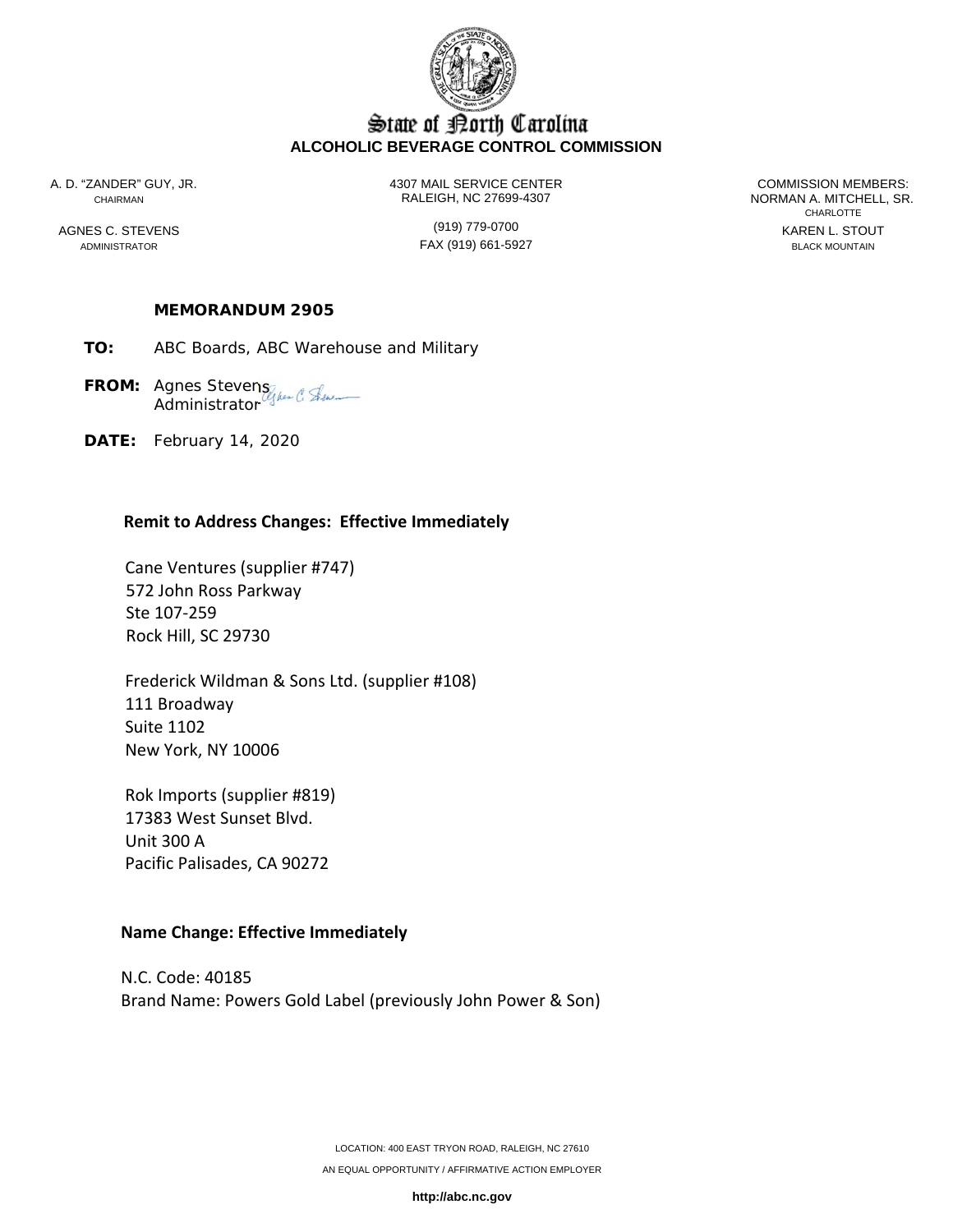# State of North Carolina

**ALCOHOLIC BEVERAGE CONTROL COMMISSION**

A. D. "ZANDER" GUY, JR.
CHAIRMAN

AGNES C. STEVENS
ADMINISTRATOR

4307 MAIL SERVICE CENTER
RALEIGH, NC 27699-4307

(919) 779-0700
FAX (919) 661-5927

COMMISSION MEMBERS:
NORMAN A. MITCHELL, SR.
CHARLOTTE

KAREN L. STOUT
BLACK MOUNTAIN

**MEMORANDUM 2905**

**TO:** ABC Boards, ABC Warehouse and Military

**FROM:** Agnes Stevens
Administrator

**DATE:** February 14, 2020

**Remit to Address Changes: Effective Immediately**

Cane Ventures (supplier #747)
572 John Ross Parkway
Ste 107-259
Rock Hill, SC 29730

Frederick Wildman & Sons Ltd. (supplier #108)
111 Broadway
Suite 1102
New York, NY 10006

Rok Imports (supplier #819)
17383 West Sunset Blvd.
Unit 300 A
Pacific Palisades, CA 90272

**Name Change: Effective Immediately**

N.C. Code: 40185
Brand Name: Powers Gold Label (previously John Power & Son)

LOCATION: 400 EAST TRYON ROAD, RALEIGH, NC 27610

AN EQUAL OPPORTUNITY / AFFIRMATIVE ACTION EMPLOYER

**http://abc.nc.gov**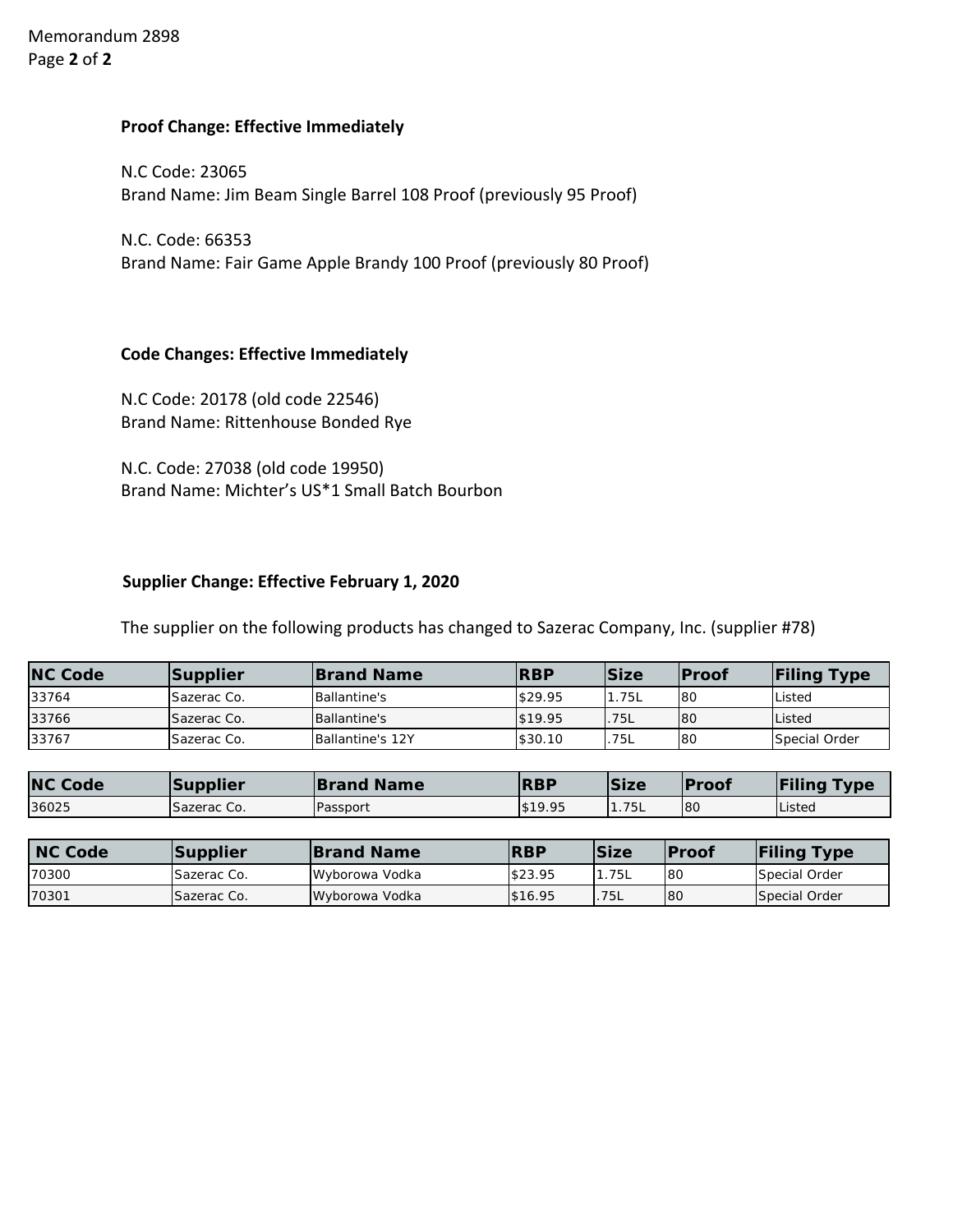**Proof Change: Effective Immediately**

N.C Code: 23065
Brand Name: Jim Beam Single Barrel 108 Proof (previously 95 Proof)

N.C. Code: 66353
Brand Name: Fair Game Apple Brandy 100 Proof (previously 80 Proof)

**Code Changes: Effective Immediately**

N.C Code: 20178 (old code 22546)
Brand Name: Rittenhouse Bonded Rye

N.C. Code: 27038 (old code 19950)
Brand Name: Michter's US*1 Small Batch Bourbon

**Supplier Change: Effective February 1, 2020**

The supplier on the following products has changed to Sazerac Company, Inc. (supplier #78)

| NC Code | Supplier | Brand Name | RBP | Size | Proof | Filing Type |
|---|---|---|---|---|---|---|
| 33764 | Sazerac Co. | Ballantine's | $29.95 | 1.75L | 80 | Listed |
| 33766 | Sazerac Co. | Ballantine's | $19.95 | .75L | 80 | Listed |
| 33767 | Sazerac Co. | Ballantine's 12Y | $30.10 | .75L | 80 | Special Order |

| NC Code | Supplier | Brand Name | RBP | Size | Proof | Filing Type |
|---|---|---|---|---|---|---|
| 36025 | Sazerac Co. | Passport | $19.95 | 1.75L | 80 | Listed |

| NC Code | Supplier | Brand Name | RBP | Size | Proof | Filing Type |
|---|---|---|---|---|---|---|
| 70300 | Sazerac Co. | Wyborowa Vodka | $23.95 | 1.75L | 80 | Special Order |
| 70301 | Sazerac Co. | Wyborowa Vodka | $16.95 | .75L | 80 | Special Order |